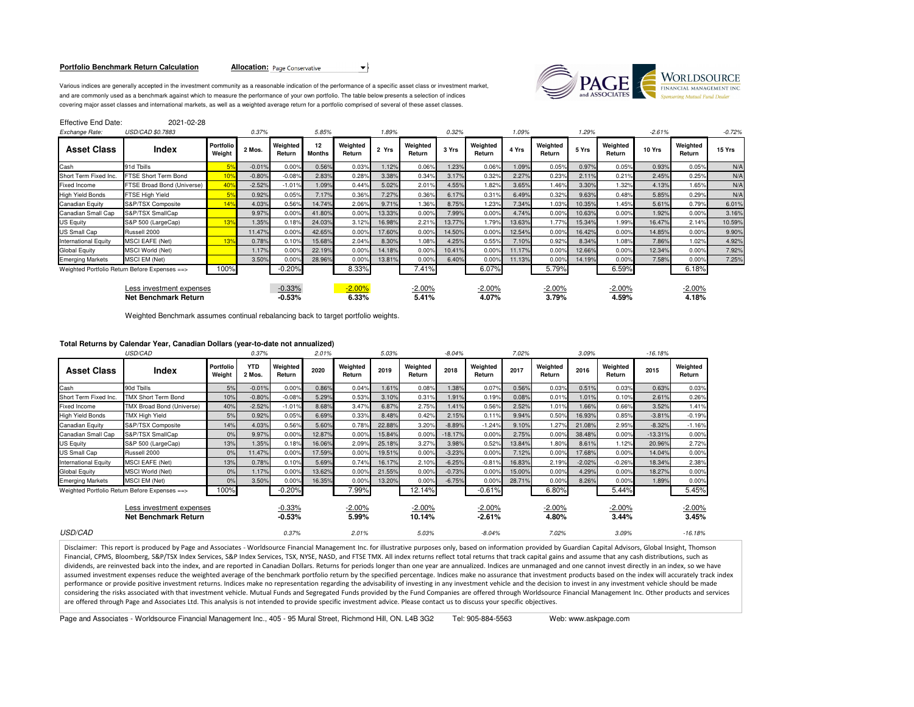**Portfolio Benchmark Return Calculation** **Allocation:** Page Conservative

Various indices are generally accepted in the investment community as a reasonable indication of the performance of a specific asset class or investment market, and are commonly used as a benchmark against which to measure the performance of your own portfolio. The table below presents a selection of indices covering major asset classes and international markets, as well as a weighted average return for a portfolio comprised of several of these asset classes.

Effective End Date: 2021-02-28

| *Exchange Rate:* | *USD/CAD $0.7883* | | *0.37%* | | *5.85%* | | *1.89%* | | *0.32%* | | *1.09%* | | *1.29%* | | *-2.61%* | | *-0.72%* |
|---|---|---|---|---|---|---|---|---|---|---|---|---|---|---|---|---|---|
| **Asset Class** | **Index** | **Portfolio Weight** | **2 Mos.** | **Weighted Return** | **12 Months** | **Weighted Return** | **2 Yrs** | **Weighted Return** | **3 Yrs** | **Weighted Return** | **4 Yrs** | **Weighted Return** | **5 Yrs** | **Weighted Return** | **10 Yrs** | **Weighted Return** | **15 Yrs** |
| Cash | 91d Tbills | 5% | -0.01% | 0.00% | 0.56% | 0.03% | 1.12% | 0.06% | 1.23% | 0.06% | 1.09% | 0.05% | 0.97% | 0.05% | 0.93% | 0.05% | N/A |
| Short Term Fixed Inc. | FTSE Short Term Bond | 10% | -0.80% | -0.08% | 2.83% | 0.28% | 3.38% | 0.34% | 3.17% | 0.32% | 2.27% | 0.23% | 2.11% | 0.21% | 2.45% | 0.25% | N/A |
| Fixed Income | FTSE Broad Bond (Universe) | 40% | -2.52% | -1.01% | 1.09% | 0.44% | 5.02% | 2.01% | 4.55% | 1.82% | 3.65% | 1.46% | 3.30% | 1.32% | 4.13% | 1.65% | N/A |
| High Yield Bonds | FTSE High Yield | 5% | 0.92% | 0.05% | 7.17% | 0.36% | 7.27% | 0.36% | 6.17% | 0.31% | 6.49% | 0.32% | 9.63% | 0.48% | 5.85% | 0.29% | N/A |
| Canadian Equity | S&P/TSX Composite | 14% | 4.03% | 0.56% | 14.74% | 2.06% | 9.71% | 1.36% | 8.75% | 1.23% | 7.34% | 1.03% | 10.35% | 1.45% | 5.61% | 0.79% | 6.01% |
| Canadian Small Cap | S&P/TSX SmallCap | | 9.97% | 0.00% | 41.80% | 0.00% | 13.33% | 0.00% | 7.99% | 0.00% | 4.74% | 0.00% | 10.63% | 0.00% | 1.92% | 0.00% | 3.16% |
| US Equity | S&P 500 (LargeCap) | 13% | 1.35% | 0.18% | 24.03% | 3.12% | 16.98% | 2.21% | 13.77% | 1.79% | 13.63% | 1.77% | 15.34% | 1.99% | 16.47% | 2.14% | 10.59% |
| US Small Cap | Russell 2000 | | 11.47% | 0.00% | 42.65% | 0.00% | 17.60% | 0.00% | 14.50% | 0.00% | 12.54% | 0.00% | 16.42% | 0.00% | 14.85% | 0.00% | 9.90% |
| International Equity | MSCI EAFE (Net) | 13% | 0.78% | 0.10% | 15.68% | 2.04% | 8.30% | 1.08% | 4.25% | 0.55% | 7.10% | 0.92% | 8.34% | 1.08% | 7.86% | 1.02% | 4.92% |
| Global Equity | MSCI World (Net) | | 1.17% | 0.00% | 22.19% | 0.00% | 14.18% | 0.00% | 10.41% | 0.00% | 11.17% | 0.00% | 12.66% | 0.00% | 12.34% | 0.00% | 7.92% |
| Emerging Markets | MSCI EM (Net) | | 3.50% | 0.00% | 28.96% | 0.00% | 13.81% | 0.00% | 6.40% | 0.00% | 11.13% | 0.00% | 14.19% | 0.00% | 7.58% | 0.00% | 7.25% |
| Weighted Portfolio Return Before Expenses ==> | | 100% | | -0.20% | | 8.33% | | 7.41% | | 6.07% | | 5.79% | | 6.59% | | 6.18% | |
| | Less investment expenses | | | -0.33% | | -2.00% | | -2.00% | | -2.00% | | -2.00% | | -2.00% | | -2.00% | |
| | **Net Benchmark Return** | | | **-0.53%** | | **6.33%** | | **5.41%** | | **4.07%** | | **3.79%** | | **4.59%** | | **4.18%** | |

Weighted Benchmark assumes continual rebalancing back to target portfolio weights.

**Total Returns by Calendar Year, Canadian Dollars (year-to-date not annualized)**

| | *USD/CAD* | | *0.37%* | | *2.01%* | | *5.03%* | | *-8.04%* | | *7.02%* | | *3.09%* | | *-16.18%* | |
|---|---|---|---|---|---|---|---|---|---|---|---|---|---|---|---|---|
| **Asset Class** | **Index** | **Portfolio Weight** | **YTD 2 Mos.** | **Weighted Return** | **2020** | **Weighted Return** | **2019** | **Weighted Return** | **2018** | **Weighted Return** | **2017** | **Weighted Return** | **2016** | **Weighted Return** | **2015** | **Weighted Return** |
| Cash | 90d Tbills | 5% | -0.01% | 0.00% | 0.86% | 0.04% | 1.61% | 0.08% | 1.38% | 0.07% | 0.56% | 0.03% | 0.51% | 0.03% | 0.63% | 0.03% |
| Short Term Fixed Inc. | TMX Short Term Bond | 10% | -0.80% | -0.08% | 5.29% | 0.53% | 3.10% | 0.31% | 1.91% | 0.19% | 0.08% | 0.01% | 1.01% | 0.10% | 2.61% | 0.26% |
| Fixed Income | TMX Broad Bond (Universe) | 40% | -2.52% | -1.01% | 8.68% | 3.47% | 6.87% | 2.75% | 1.41% | 0.56% | 2.52% | 1.01% | 1.66% | 0.66% | 3.52% | 1.41% |
| High Yield Bonds | TMX High Yield | 5% | 0.92% | 0.05% | 6.69% | 0.33% | 8.48% | 0.42% | 2.15% | 0.11% | 9.94% | 0.50% | 16.93% | 0.85% | -3.81% | -0.19% |
| Canadian Equity | S&P/TSX Composite | 14% | 4.03% | 0.56% | 5.60% | 0.78% | 22.88% | 3.20% | -8.89% | -1.24% | 9.10% | 1.27% | 21.08% | 2.95% | -8.32% | -1.16% |
| Canadian Small Cap | S&P/TSX SmallCap | 0% | 9.97% | 0.00% | 12.87% | 0.00% | 15.84% | 0.00% | -18.17% | 0.00% | 2.75% | 0.00% | 38.48% | 0.00% | -13.31% | 0.00% |
| US Equity | S&P 500 (LargeCap) | 13% | 1.35% | 0.18% | 16.06% | 2.09% | 25.18% | 3.27% | 3.98% | 0.52% | 13.84% | 1.80% | 8.61% | 1.12% | 20.96% | 2.72% |
| US Small Cap | Russell 2000 | 0% | 11.47% | 0.00% | 17.59% | 0.00% | 19.51% | 0.00% | -3.23% | 0.00% | 7.12% | 0.00% | 17.68% | 0.00% | 14.04% | 0.00% |
| International Equity | MSCI EAFE (Net) | 13% | 0.78% | 0.10% | 5.69% | 0.74% | 16.17% | 2.10% | -6.25% | -0.81% | 16.83% | 2.19% | -2.02% | -0.26% | 18.34% | 2.38% |
| Global Equity | MSCI World (Net) | 0% | 1.17% | 0.00% | 13.62% | 0.00% | 21.55% | 0.00% | -0.73% | 0.00% | 15.00% | 0.00% | 4.29% | 0.00% | 18.27% | 0.00% |
| Emerging Markets | MSCI EM (Net) | 0% | 3.50% | 0.00% | 16.35% | 0.00% | 13.20% | 0.00% | -6.75% | 0.00% | 28.71% | 0.00% | 8.26% | 0.00% | 1.89% | 0.00% |
| Weighted Portfolio Return Before Expenses ==> | | 100% | | -0.20% | | 7.99% | | 12.14% | | -0.61% | | 6.80% | | 5.44% | | 5.45% |
| | Less investment expenses | | | -0.33% | | -2.00% | | -2.00% | | -2.00% | | -2.00% | | -2.00% | | -2.00% |
| | **Net Benchmark Return** | | | **-0.53%** | | **5.99%** | | **10.14%** | | **-2.61%** | | **4.80%** | | **3.44%** | | **3.45%** |
| *USD/CAD* | | | | *0.37%* | | *2.01%* | | *5.03%* | | *-8.04%* | | *7.02%* | | *3.09%* | | *-16.18%* |

Disclaimer: This report is produced by Page and Associates - Worldsource Financial Management Inc. for illustrative purposes only, based on information provided by Guardian Capital Advisors, Global Insight, Thomson Financial, CPMS, Bloomberg, S&P/TSX Index Services, S&P Index Services, TSX, NYSE, NASD, and FTSE TMX. All index returns reflect total returns that track capital gains and assume that any cash distributions, such as dividends, are reinvested back into the index, and are reported in Canadian Dollars. Returns for periods longer than one year are annualized. Indices are unmanaged and one cannot invest directly in an index, so we have assumed investment expenses reduce the weighted average of the benchmark portfolio return by the specified percentage. Indices make no assurance that investment products based on the index will accurately track index performance or provide positive investment returns. Indices make no representation regarding the advisability of investing in any investment vehicle and the decision to invest in any investment vehicle should be made considering the risks associated with that investment vehicle. Mutual Funds and Segregated Funds provided by the Fund Companies are offered through Worldsource Financial Management Inc. Other products and services are offered through Page and Associates Ltd. This analysis is not intended to provide specific investment advice. Please contact us to discuss your specific objectives.

Page and Associates - Worldsource Financial Management Inc., 405 - 95 Mural Street, Richmond Hill, ON. L4B 3G2 Tel: 905-884-5563 Web: www.askpage.com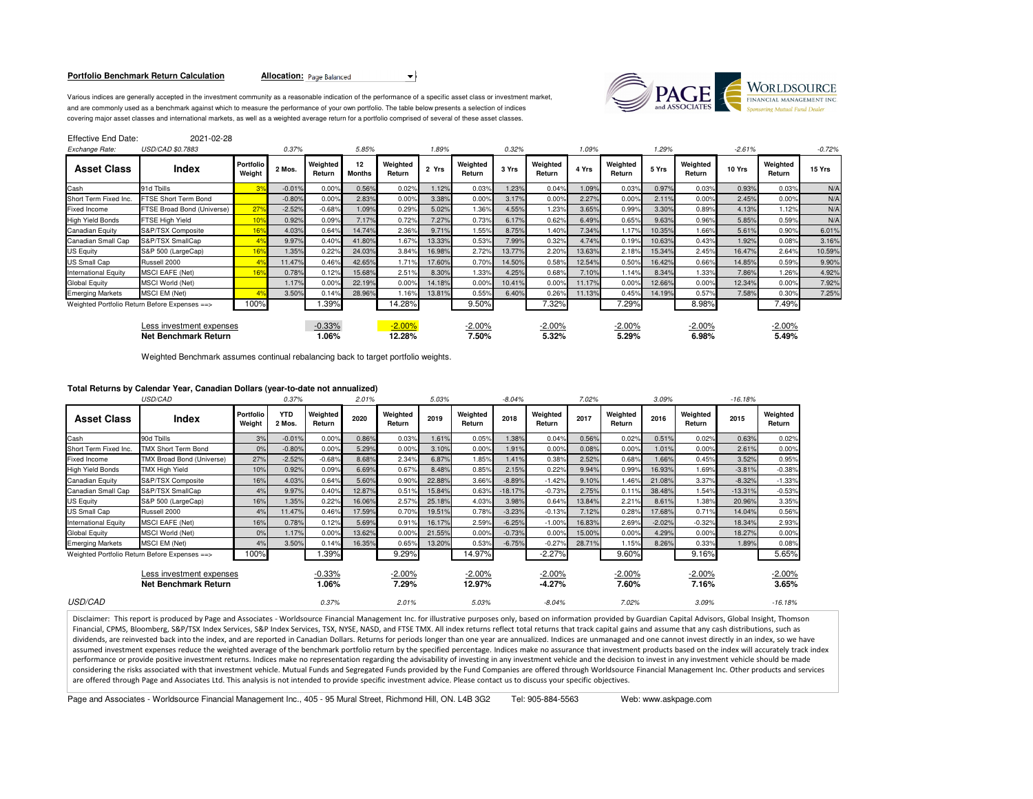**Portfolio Benchmark Return Calculation** **Allocation:** Page Balanced

Various indices are generally accepted in the investment community as a reasonable indication of the performance of a specific asset class or investment market, and are commonly used as a benchmark against which to measure the performance of your own portfolio. The table below presents a selection of indices covering major asset classes and international markets, as well as a weighted average return for a portfolio comprised of several of these asset classes.

Effective End Date: 2021-02-28

| *Exchange Rate:* | *USD/CAD $0.7883* | | *0.37%* | | *5.85%* | | *1.89%* | | *0.32%* | | *1.09%* | | *1.29%* | | *-2.61%* | | *-0.72%* |
|---|---|---|---|---|---|---|---|---|---|---|---|---|---|---|---|---|---|
| **Asset Class** | **Index** | **Portfolio Weight** | **2 Mos.** | **Weighted Return** | **12 Months** | **Weighted Return** | **2 Yrs** | **Weighted Return** | **3 Yrs** | **Weighted Return** | **4 Yrs** | **Weighted Return** | **5 Yrs** | **Weighted Return** | **10 Yrs** | **Weighted Return** | **15 Yrs** |
| Cash | 91d Tbills | 3% | -0.01% | 0.00% | 0.56% | 0.02% | 1.12% | 0.03% | 1.23% | 0.04% | 1.09% | 0.03% | 0.97% | 0.03% | 0.93% | 0.03% | N/A |
| Short Term Fixed Inc. | FTSE Short Term Bond | | -0.80% | 0.00% | 2.83% | 0.00% | 3.38% | 0.00% | 3.17% | 0.00% | 2.27% | 0.00% | 2.11% | 0.00% | 2.45% | 0.00% | N/A |
| Fixed Income | FTSE Broad Bond (Universe) | 27% | -2.52% | -0.68% | 1.09% | 0.29% | 5.02% | 1.36% | 4.55% | 1.23% | 3.65% | 0.99% | 3.30% | 0.89% | 4.13% | 1.12% | N/A |
| High Yield Bonds | FTSE High Yield | 10% | 0.92% | 0.09% | 7.17% | 0.72% | 7.27% | 0.73% | 6.17% | 0.62% | 6.49% | 0.65% | 9.63% | 0.96% | 5.85% | 0.59% | N/A |
| Canadian Equity | S&P/TSX Composite | 16% | 4.03% | 0.64% | 14.74% | 2.36% | 9.71% | 1.55% | 8.75% | 1.40% | 7.34% | 1.17% | 10.35% | 1.66% | 5.61% | 0.90% | 6.01% |
| Canadian Small Cap | S&P/TSX SmallCap | 4% | 9.97% | 0.40% | 41.80% | 1.67% | 13.33% | 0.53% | 7.99% | 0.32% | 4.74% | 0.19% | 10.63% | 0.43% | 1.92% | 0.08% | 3.16% |
| US Equity | S&P 500 (LargeCap) | 16% | 1.35% | 0.22% | 24.03% | 3.84% | 16.98% | 2.72% | 13.77% | 2.20% | 13.63% | 2.18% | 15.34% | 2.45% | 16.47% | 2.64% | 10.59% |
| US Small Cap | Russell 2000 | 4% | 11.47% | 0.46% | 42.65% | 1.71% | 17.60% | 0.70% | 14.50% | 0.58% | 12.54% | 0.50% | 16.42% | 0.66% | 14.85% | 0.59% | 9.90% |
| International Equity | MSCI EAFE (Net) | 16% | 0.78% | 0.12% | 15.68% | 2.51% | 8.30% | 1.33% | 4.25% | 0.68% | 7.10% | 1.14% | 8.34% | 1.33% | 7.86% | 1.26% | 4.92% |
| Global Equity | MSCI World (Net) | | 1.17% | 0.00% | 22.19% | 0.00% | 14.18% | 0.00% | 10.41% | 0.00% | 11.17% | 0.00% | 12.66% | 0.00% | 12.34% | 0.00% | 7.92% |
| Emerging Markets | MSCI EM (Net) | 4% | 3.50% | 0.14% | 28.96% | 1.16% | 13.81% | 0.55% | 6.40% | 0.26% | 11.13% | 0.45% | 14.19% | 0.57% | 7.58% | 0.30% | 7.25% |
| Weighted Portfolio Return Before Expenses ==> | | 100% | | 1.39% | | 14.28% | | 9.50% | | 7.32% | | 7.29% | | 8.98% | | 7.49% | |
| | Less investment expenses | | | -0.33% | | -2.00% | | -2.00% | | -2.00% | | -2.00% | | -2.00% | | -2.00% | |
| | **Net Benchmark Return** | | | **1.06%** | | **12.28%** | | **7.50%** | | **5.32%** | | **5.29%** | | **6.98%** | | **5.49%** | |

Weighted Benchmark assumes continual rebalancing back to target portfolio weights.

**Total Returns by Calendar Year, Canadian Dollars (year-to-date not annualized)**

| | *USD/CAD* | | *0.37%* | | *2.01%* | | *5.03%* | | *-8.04%* | | *7.02%* | | *3.09%* | | *-16.18%* | |
|---|---|---|---|---|---|---|---|---|---|---|---|---|---|---|---|---|
| **Asset Class** | **Index** | **Portfolio Weight** | **YTD 2 Mos.** | **Weighted Return** | **2020** | **Weighted Return** | **2019** | **Weighted Return** | **2018** | **Weighted Return** | **2017** | **Weighted Return** | **2016** | **Weighted Return** | **2015** | **Weighted Return** |
| Cash | 90d Tbills | 3% | -0.01% | 0.00% | 0.86% | 0.03% | 1.61% | 0.05% | 1.38% | 0.04% | 0.56% | 0.02% | 0.51% | 0.02% | 0.63% | 0.02% |
| Short Term Fixed Inc. | TMX Short Term Bond | 0% | -0.80% | 0.00% | 5.29% | 0.00% | 3.10% | 0.00% | 1.91% | 0.00% | 0.08% | 0.00% | 1.01% | 0.00% | 2.61% | 0.00% |
| Fixed Income | TMX Broad Bond (Universe) | 27% | -2.52% | -0.68% | 8.68% | 2.34% | 6.87% | 1.85% | 1.41% | 0.38% | 2.52% | 0.68% | 1.66% | 0.45% | 3.52% | 0.95% |
| High Yield Bonds | TMX High Yield | 10% | 0.92% | 0.09% | 6.69% | 0.67% | 8.48% | 0.85% | 2.15% | 0.22% | 9.94% | 0.99% | 16.93% | 1.69% | -3.81% | -0.38% |
| Canadian Equity | S&P/TSX Composite | 16% | 4.03% | 0.64% | 5.60% | 0.90% | 22.88% | 3.66% | -8.89% | -1.42% | 9.10% | 1.46% | 21.08% | 3.37% | -8.32% | -1.33% |
| Canadian Small Cap | S&P/TSX SmallCap | 4% | 9.97% | 0.40% | 12.87% | 0.51% | 15.84% | 0.63% | -18.17% | -0.73% | 2.75% | 0.11% | 38.48% | 1.54% | -13.31% | -0.53% |
| US Equity | S&P 500 (LargeCap) | 16% | 1.35% | 0.22% | 16.06% | 2.57% | 25.18% | 4.03% | 3.98% | 0.64% | 13.84% | 2.21% | 8.61% | 1.38% | 20.96% | 3.35% |
| US Small Cap | Russell 2000 | 4% | 11.47% | 0.46% | 17.59% | 0.70% | 19.51% | 0.78% | -3.23% | -0.13% | 7.12% | 0.28% | 17.68% | 0.71% | 14.04% | 0.56% |
| International Equity | MSCI EAFE (Net) | 16% | 0.78% | 0.12% | 5.69% | 0.91% | 16.17% | 2.59% | -6.25% | -1.00% | 16.83% | 2.69% | -2.02% | -0.32% | 18.34% | 2.93% |
| Global Equity | MSCI World (Net) | 0% | 1.17% | 0.00% | 13.62% | 0.00% | 21.55% | 0.00% | -0.73% | 0.00% | 15.00% | 0.00% | 4.29% | 0.00% | 18.27% | 0.00% |
| Emerging Markets | MSCI EM (Net) | 4% | 3.50% | 0.14% | 16.35% | 0.65% | 13.20% | 0.53% | -6.75% | -0.27% | 28.71% | 1.15% | 8.26% | 0.33% | 1.89% | 0.08% |
| Weighted Portfolio Return Before Expenses ==> | | 100% | | 1.39% | | 9.29% | | 14.97% | | -2.27% | | 9.60% | | 9.16% | | 5.65% |
| | Less investment expenses | | | -0.33% | | -2.00% | | -2.00% | | -2.00% | | -2.00% | | -2.00% | | -2.00% |
| | **Net Benchmark Return** | | | **1.06%** | | **7.29%** | | **12.97%** | | **-4.27%** | | **7.60%** | | **7.16%** | | **3.65%** |
| *USD/CAD* | | | | *0.37%* | | *2.01%* | | *5.03%* | | *-8.04%* | | *7.02%* | | *3.09%* | | *-16.18%* |

Disclaimer: This report is produced by Page and Associates - Worldsource Financial Management Inc. for illustrative purposes only, based on information provided by Guardian Capital Advisors, Global Insight, Thomson Financial, CPMS, Bloomberg, S&P/TSX Index Services, S&P Index Services, TSX, NYSE, NASD, and FTSE TMX. All index returns reflect total returns that track capital gains and assume that any cash distributions, such as dividends, are reinvested back into the index, and are reported in Canadian Dollars. Returns for periods longer than one year are annualized. Indices are unmanaged and one cannot invest directly in an index, so we have assumed investment expenses reduce the weighted average of the benchmark portfolio return by the specified percentage. Indices make no assurance that investment products based on the index will accurately track index performance or provide positive investment returns. Indices make no representation regarding the advisability of investing in any investment vehicle and the decision to invest in any investment vehicle should be made considering the risks associated with that investment vehicle. Mutual Funds and Segregated Funds provided by the Fund Companies are offered through Worldsource Financial Management Inc. Other products and services are offered through Page and Associates Ltd. This analysis is not intended to provide specific investment advice. Please contact us to discuss your specific objectives.

Page and Associates - Worldsource Financial Management Inc., 405 - 95 Mural Street, Richmond Hill, ON. L4B 3G2 Tel: 905-884-5563 Web: www.askpage.com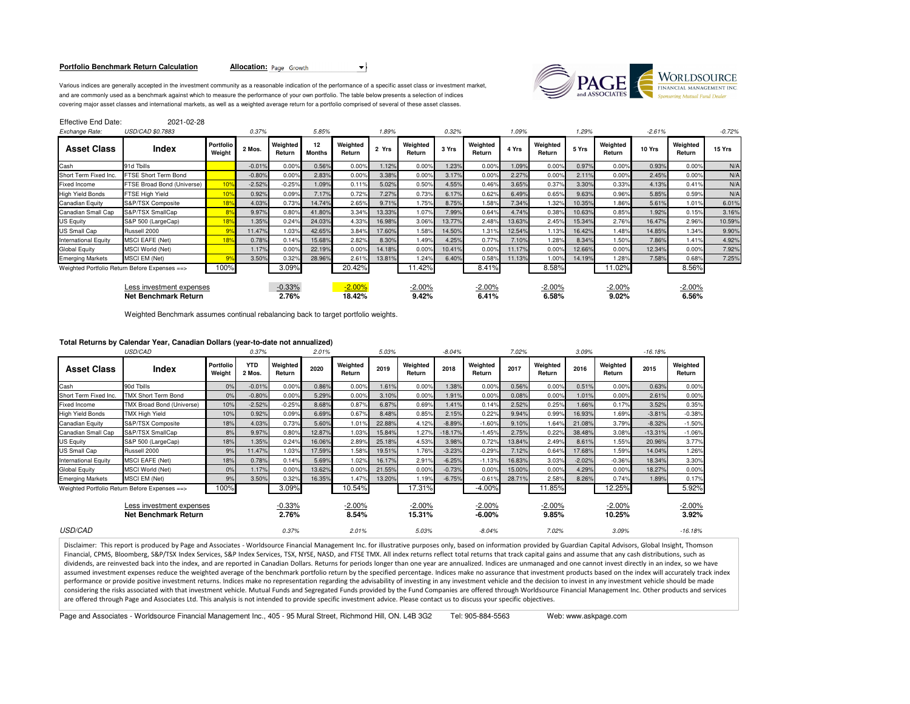**Portfolio Benchmark Return Calculation** **Allocation:** Page Growth

Various indices are generally accepted in the investment community as a reasonable indication of the performance of a specific asset class or investment market, and are commonly used as a benchmark against which to measure the performance of your own portfolio. The table below presents a selection of indices covering major asset classes and international markets, as well as a weighted average return for a portfolio comprised of several of these asset classes.

Effective End Date: 2021-02-28

| Exchange Rate: | USD/CAD $0.7883 | | 0.37% | | 5.85% | | 1.89% | | 0.32% | | 1.09% | | 1.29% | | -2.61% | | -0.72% |
|---|---|---|---|---|---|---|---|---|---|---|---|---|---|---|---|---|---|
| **Asset Class** | **Index** | **Portfolio Weight** | **2 Mos.** | **Weighted Return** | **12 Months** | **Weighted Return** | **2 Yrs** | **Weighted Return** | **3 Yrs** | **Weighted Return** | **4 Yrs** | **Weighted Return** | **5 Yrs** | **Weighted Return** | **10 Yrs** | **Weighted Return** | **15 Yrs** |
| Cash | 91d Tbills | | -0.01% | 0.00% | 0.56% | 0.00% | 1.12% | 0.00% | 1.23% | 0.00% | 1.09% | 0.00% | 0.97% | 0.00% | 0.93% | 0.00% | N/A |
| Short Term Fixed Inc. | FTSE Short Term Bond | | -0.80% | 0.00% | 2.83% | 0.00% | 3.38% | 0.00% | 3.17% | 0.00% | 2.27% | 0.00% | 2.11% | 0.00% | 2.45% | 0.00% | N/A |
| Fixed Income | FTSE Broad Bond (Universe) | 10% | -2.52% | -0.25% | 1.09% | 0.11% | 5.02% | 0.50% | 4.55% | 0.46% | 3.65% | 0.37% | 3.30% | 0.33% | 4.13% | 0.41% | N/A |
| High Yield Bonds | FTSE High Yield | 10% | 0.92% | 0.09% | 7.17% | 0.72% | 7.27% | 0.73% | 6.17% | 0.62% | 6.49% | 0.65% | 9.63% | 0.96% | 5.85% | 0.59% | N/A |
| Canadian Equity | S&P/TSX Composite | 18% | 4.03% | 0.73% | 14.74% | 2.65% | 9.71% | 1.75% | 8.75% | 1.58% | 7.34% | 1.32% | 10.35% | 1.86% | 5.61% | 1.01% | 6.01% |
| Canadian Small Cap | S&P/TSX SmallCap | 8% | 9.97% | 0.80% | 41.80% | 3.34% | 13.33% | 1.07% | 7.99% | 0.64% | 4.74% | 0.38% | 10.63% | 0.85% | 1.92% | 0.15% | 3.16% |
| US Equity | S&P 500 (LargeCap) | 18% | 1.35% | 0.24% | 24.03% | 4.33% | 16.98% | 3.06% | 13.77% | 2.48% | 13.63% | 2.45% | 15.34% | 2.76% | 16.47% | 2.96% | 10.59% |
| US Small Cap | Russell 2000 | 9% | 11.47% | 1.03% | 42.65% | 3.84% | 17.60% | 1.58% | 14.50% | 1.31% | 12.54% | 1.13% | 16.42% | 1.48% | 14.85% | 1.34% | 9.90% |
| International Equity | MSCI EAFE (Net) | 18% | 0.78% | 0.14% | 15.68% | 2.82% | 8.30% | 1.49% | 4.25% | 0.77% | 7.10% | 1.28% | 8.34% | 1.50% | 7.86% | 1.41% | 4.92% |
| Global Equity | MSCI World (Net) | | 1.17% | 0.00% | 22.19% | 0.00% | 14.18% | 0.00% | 10.41% | 0.00% | 11.17% | 0.00% | 12.66% | 0.00% | 12.34% | 0.00% | 7.92% |
| Emerging Markets | MSCI EM (Net) | 9% | 3.50% | 0.32% | 28.96% | 2.61% | 13.81% | 1.24% | 6.40% | 0.58% | 11.13% | 1.00% | 14.19% | 1.28% | 7.58% | 0.68% | 7.25% |
| Weighted Portfolio Return Before Expenses ==> | | 100% | | 3.09% | | 20.42% | | 11.42% | | 8.41% | | 8.58% | | 11.02% | | 8.56% | |
| | Less investment expenses | | | -0.33% | | -2.00% | | -2.00% | | -2.00% | | -2.00% | | -2.00% | | -2.00% | |
| | **Net Benchmark Return** | | | **2.76%** | | **18.42%** | | **9.42%** | | **6.41%** | | **6.58%** | | **9.02%** | | **6.56%** | |

Weighted Benchmark assumes continual rebalancing back to target portfolio weights.

**Total Returns by Calendar Year, Canadian Dollars (year-to-date not annualized)**

| | USD/CAD | | 0.37% | | 2.01% | | 5.03% | | -8.04% | | 7.02% | | 3.09% | | -16.18% | |
|---|---|---|---|---|---|---|---|---|---|---|---|---|---|---|---|---|
| **Asset Class** | **Index** | **Portfolio Weight** | **YTD 2 Mos.** | **Weighted Return** | **2020** | **Weighted Return** | **2019** | **Weighted Return** | **2018** | **Weighted Return** | **2017** | **Weighted Return** | **2016** | **Weighted Return** | **2015** | **Weighted Return** |
| Cash | 90d Tbills | 0% | -0.01% | 0.00% | 0.86% | 0.00% | 1.61% | 0.00% | 1.38% | 0.00% | 0.56% | 0.00% | 0.51% | 0.00% | 0.63% | 0.00% |
| Short Term Fixed Inc. | TMX Short Term Bond | 0% | -0.80% | 0.00% | 5.29% | 0.00% | 3.10% | 0.00% | 1.91% | 0.00% | 0.08% | 0.00% | 1.01% | 0.00% | 2.61% | 0.00% |
| Fixed Income | TMX Broad Bond (Universe) | 10% | -2.52% | -0.25% | 8.68% | 0.87% | 6.87% | 0.69% | 1.41% | 0.14% | 2.52% | 0.25% | 1.66% | 0.17% | 3.52% | 0.35% |
| High Yield Bonds | TMX High Yield | 10% | 0.92% | 0.09% | 6.69% | 0.67% | 8.48% | 0.85% | 2.15% | 0.22% | 9.94% | 0.99% | 16.93% | 1.69% | -3.81% | -0.38% |
| Canadian Equity | S&P/TSX Composite | 18% | 4.03% | 0.73% | 5.60% | 1.01% | 22.88% | 4.12% | -8.89% | -1.60% | 9.10% | 1.64% | 21.08% | 3.79% | -8.32% | -1.50% |
| Canadian Small Cap | S&P/TSX SmallCap | 8% | 9.97% | 0.80% | 12.87% | 1.03% | 15.84% | 1.27% | -18.17% | -1.45% | 2.75% | 0.22% | 38.48% | 3.08% | -13.31% | -1.06% |
| US Equity | S&P 500 (LargeCap) | 18% | 1.35% | 0.24% | 16.06% | 2.89% | 25.18% | 4.53% | 3.98% | 0.72% | 13.84% | 2.49% | 8.61% | 1.55% | 20.96% | 3.77% |
| US Small Cap | Russell 2000 | 9% | 11.47% | 1.03% | 17.59% | 1.58% | 19.51% | 1.76% | -3.23% | -0.29% | 7.12% | 0.64% | 17.68% | 1.59% | 14.04% | 1.26% |
| International Equity | MSCI EAFE (Net) | 18% | 0.78% | 0.14% | 5.69% | 1.02% | 16.17% | 2.91% | -6.25% | -1.13% | 16.83% | 3.03% | -2.02% | -0.36% | 18.34% | 3.30% |
| Global Equity | MSCI World (Net) | 0% | 1.17% | 0.00% | 13.62% | 0.00% | 21.55% | 0.00% | -0.73% | 0.00% | 15.00% | 0.00% | 4.29% | 0.00% | 18.27% | 0.00% |
| Emerging Markets | MSCI EM (Net) | 9% | 3.50% | 0.32% | 16.35% | 1.47% | 13.20% | 1.19% | -6.75% | -0.61% | 28.71% | 2.58% | 8.26% | 0.74% | 1.89% | 0.17% |
| Weighted Portfolio Return Before Expenses ==> | | 100% | | 3.09% | | 10.54% | | 17.31% | | -4.00% | | 11.85% | | 12.25% | | 5.92% |
| | Less investment expenses | | | -0.33% | | -2.00% | | -2.00% | | -2.00% | | -2.00% | | -2.00% | | -2.00% |
| | **Net Benchmark Return** | | | **2.76%** | | **8.54%** | | **15.31%** | | **-6.00%** | | **9.85%** | | **10.25%** | | **3.92%** |
| USD/CAD | | | | 0.37% | | 2.01% | | 5.03% | | -8.04% | | 7.02% | | 3.09% | | -16.18% |

Disclaimer: This report is produced by Page and Associates - Worldsource Financial Management Inc. for illustrative purposes only, based on information provided by Guardian Capital Advisors, Global Insight, Thomson Financial, CPMS, Bloomberg, S&P/TSX Index Services, S&P Index Services, TSX, NYSE, NASD, and FTSE TMX. All index returns reflect total returns that track capital gains and assume that any cash distributions, such as dividends, are reinvested back into the index, and are reported in Canadian Dollars. Returns for periods longer than one year are annualized. Indices are unmanaged and one cannot invest directly in an index, so we have assumed investment expenses reduce the weighted average of the benchmark portfolio return by the specified percentage. Indices make no assurance that investment products based on the index will accurately track index performance or provide positive investment returns. Indices make no representation regarding the advisability of investing in any investment vehicle and the decision to invest in any investment vehicle should be made considering the risks associated with that investment vehicle. Mutual Funds and Segregated Funds provided by the Fund Companies are offered through Worldsource Financial Management Inc. Other products and services are offered through Page and Associates Ltd. This analysis is not intended to provide specific investment advice. Please contact us to discuss your specific objectives.

Page and Associates - Worldsource Financial Management Inc., 405 - 95 Mural Street, Richmond Hill, ON. L4B 3G2 Tel: 905-884-5563 Web: www.askpage.com